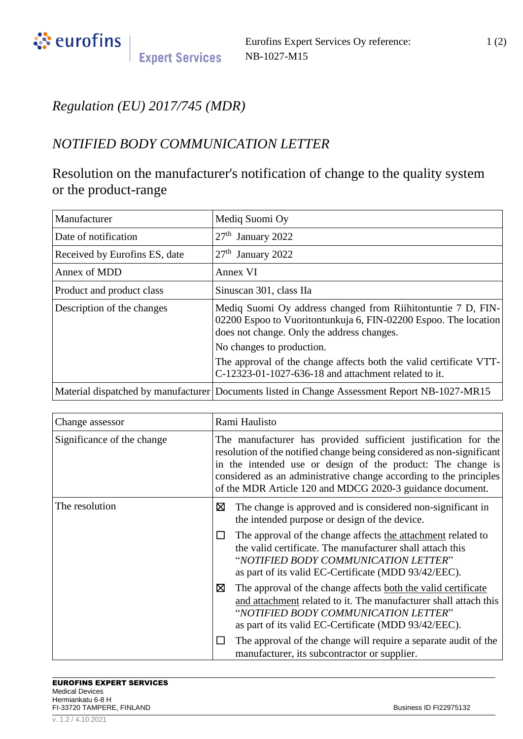Eurofins Expert Services Oy reference: NB-1027-M15

*Regulation (EU) 2017/745 (MDR)*

## *NOTIFIED BODY COMMUNICATION LETTER*

# Resolution on the manufacturer's notification of change to the quality system or the product-range

| Manufacturer | Mediq Suomi Oy |
|---|---|
| Date of notification | 27th January 2022 |
| Received by Eurofins ES, date | 27th January 2022 |
| Annex of MDD | Annex VI |
| Product and product class | Sinuscan 301, class IIa |
| Description of the changes | Mediq Suomi Oy address changed from Riihitontuntie 7 D, FIN-02200 Espoo to Vuoritontunkuja 6, FIN-02200 Espoo. The location does not change. Only the address changes.<br>No changes to production.<br>The approval of the change affects both the valid certificate VTT-C-12323-01-1027-636-18 and attachment related to it. |
| Material dispatched by manufacturer | Documents listed in Change Assessment Report NB-1027-MR15 |

| Change assessor | Rami Haulisto |
|---|---|
| Significance of the change | The manufacturer has provided sufficient justification for the resolution of the notified change being considered as non-significant in the intended use or design of the product: The change is considered as an administrative change according to the principles of the MDR Article 120 and MDCG 2020-3 guidance document. |
| The resolution | ☒ The change is approved and is considered non-significant in the intended purpose or design of the device.<br>☐ The approval of the change affects the attachment related to the valid certificate. The manufacturer shall attach this "*NOTIFIED BODY COMMUNICATION LETTER*" as part of its valid EC-Certificate (MDD 93/42/EEC).<br>☒ The approval of the change affects both the valid certificate and attachment related to it. The manufacturer shall attach this "*NOTIFIED BODY COMMUNICATION LETTER*" as part of its valid EC-Certificate (MDD 93/42/EEC).<br>☐ The approval of the change will require a separate audit of the manufacturer, its subcontractor or supplier. |

**EUROFINS EXPERT SERVICES**
Medical Devices
Hermiankatu 6-8 H
FI-33720 TAMPERE, FINLAND

Business ID FI22975132

v. 1.2 / 4.10.2021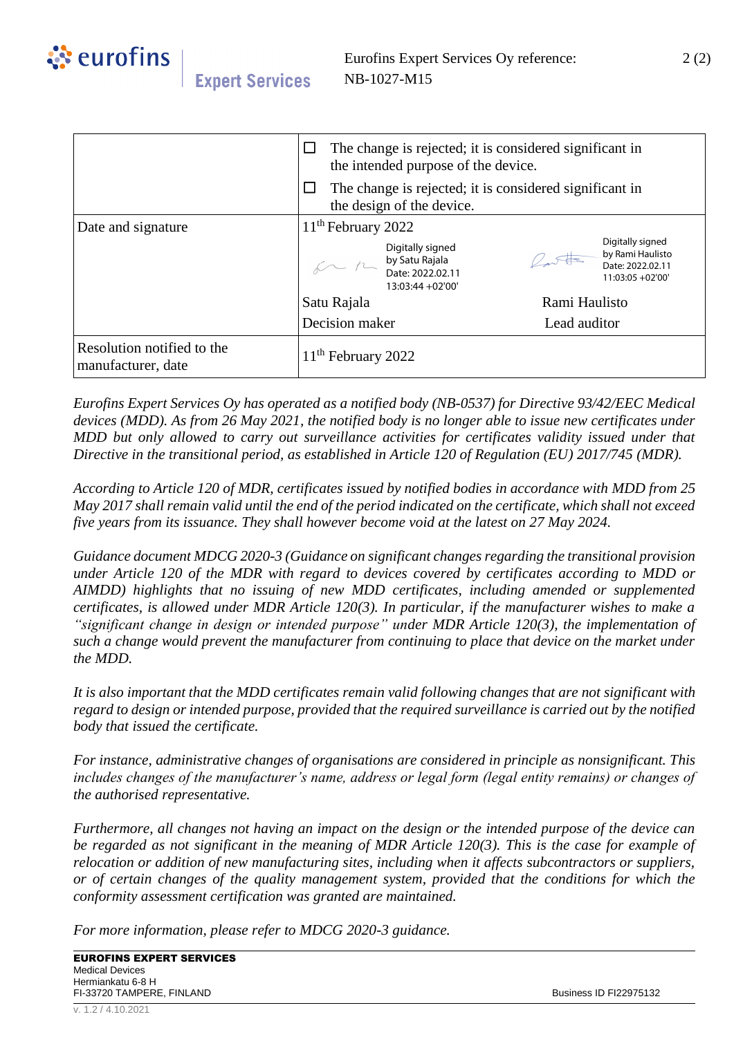| | |
|---|---|
| | ☐ The change is rejected; it is considered significant in the intended purpose of the device.<br>☐ The change is rejected; it is considered significant in the design of the device. |
| Date and signature | 11th February 2022<br>Digitally signed by Satu Rajala Date: 2022.02.11 13:03:44 +02'00' — Digitally signed by Rami Haulisto Date: 2022.02.11 11:03:05 +02'00'<br>Satu Rajala — Rami Haulisto<br>Decision maker — Lead auditor |
| Resolution notified to the manufacturer, date | 11th February 2022 |

*Eurofins Expert Services Oy has operated as a notified body (NB-0537) for Directive 93/42/EEC Medical devices (MDD). As from 26 May 2021, the notified body is no longer able to issue new certificates under MDD but only allowed to carry out surveillance activities for certificates validity issued under that Directive in the transitional period, as established in Article 120 of Regulation (EU) 2017/745 (MDR).*

*According to Article 120 of MDR, certificates issued by notified bodies in accordance with MDD from 25 May 2017 shall remain valid until the end of the period indicated on the certificate, which shall not exceed five years from its issuance. They shall however become void at the latest on 27 May 2024.*

*Guidance document MDCG 2020-3 (Guidance on significant changes regarding the transitional provision under Article 120 of the MDR with regard to devices covered by certificates according to MDD or AIMDD) highlights that no issuing of new MDD certificates, including amended or supplemented certificates, is allowed under MDR Article 120(3). In particular, if the manufacturer wishes to make a "significant change in design or intended purpose" under MDR Article 120(3), the implementation of such a change would prevent the manufacturer from continuing to place that device on the market under the MDD.*

*It is also important that the MDD certificates remain valid following changes that are not significant with regard to design or intended purpose, provided that the required surveillance is carried out by the notified body that issued the certificate.*

*For instance, administrative changes of organisations are considered in principle as nonsignificant. This includes changes of the manufacturer's name, address or legal form (legal entity remains) or changes of the authorised representative.*

*Furthermore, all changes not having an impact on the design or the intended purpose of the device can be regarded as not significant in the meaning of MDR Article 120(3). This is the case for example of relocation or addition of new manufacturing sites, including when it affects subcontractors or suppliers, or of certain changes of the quality management system, provided that the conditions for which the conformity assessment certification was granted are maintained.*

*For more information, please refer to MDCG 2020-3 guidance.*

**EUROFINS EXPERT SERVICES**
Medical Devices
Hermiankatu 6-8 H
FI-33720 TAMPERE, FINLAND

Business ID FI22975132

v. 1.2 / 4.10.2021